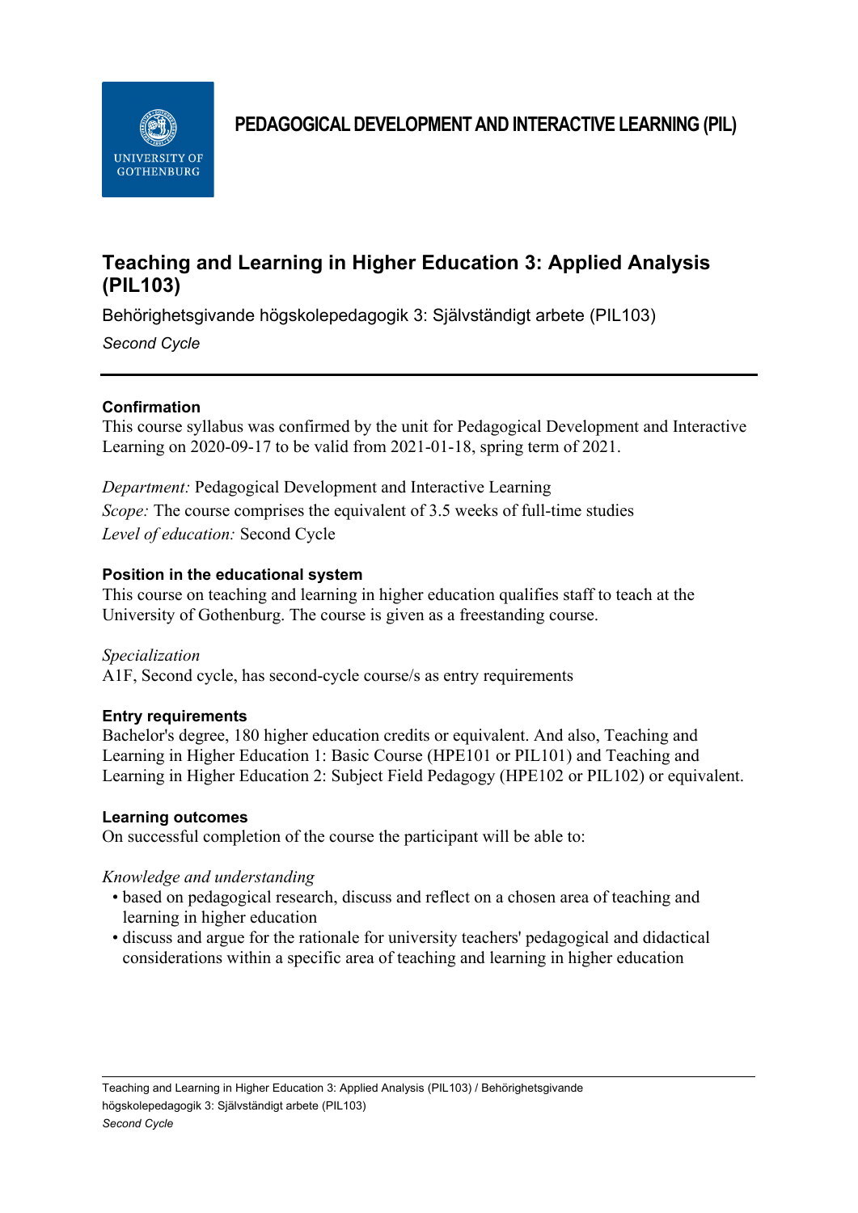PEDAGOGICAL DEVELOPMENT AND INTERACTIVE LEARNING (PIL)

# Teaching and Learning in Higher Education 3: Applied Analysis (PIL103)

Behörighetsgivande högskolepedagogik 3: Självständigt arbete (PIL103)

*Second Cycle*

---

### Confirmation

This course syllabus was confirmed by the unit for Pedagogical Development and Interactive Learning on 2020-09-17 to be valid from 2021-01-18, spring term of 2021.

*Department:* Pedagogical Development and Interactive Learning
*Scope:* The course comprises the equivalent of 3.5 weeks of full-time studies
*Level of education:* Second Cycle

### Position in the educational system

This course on teaching and learning in higher education qualifies staff to teach at the University of Gothenburg. The course is given as a freestanding course.

*Specialization*
A1F, Second cycle, has second-cycle course/s as entry requirements

### Entry requirements

Bachelor's degree, 180 higher education credits or equivalent. And also, Teaching and Learning in Higher Education 1: Basic Course (HPE101 or PIL101) and Teaching and Learning in Higher Education 2: Subject Field Pedagogy (HPE102 or PIL102) or equivalent.

### Learning outcomes

On successful completion of the course the participant will be able to:

*Knowledge and understanding*

- based on pedagogical research, discuss and reflect on a chosen area of teaching and learning in higher education
- discuss and argue for the rationale for university teachers' pedagogical and didactical considerations within a specific area of teaching and learning in higher education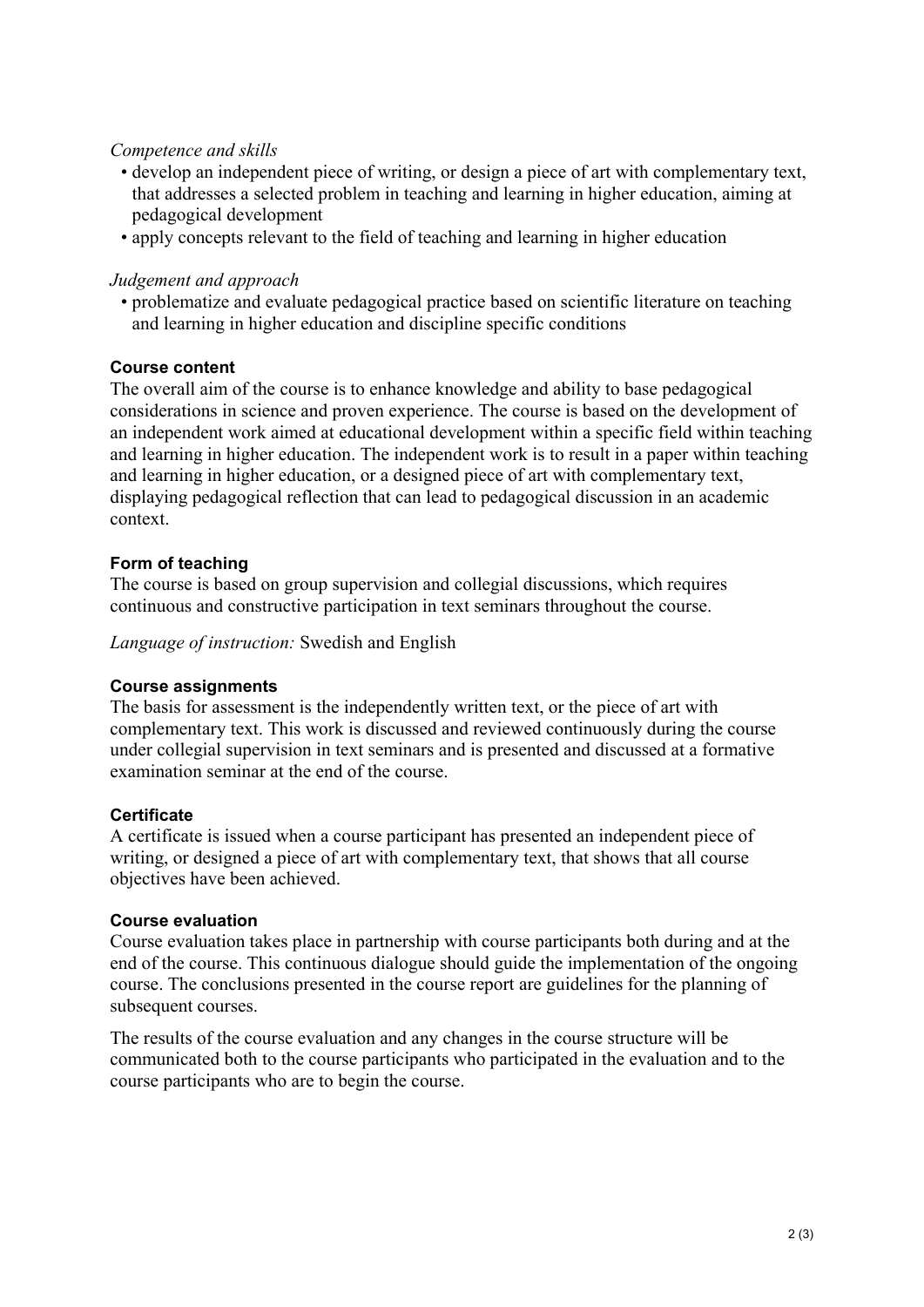*Competence and skills*

- develop an independent piece of writing, or design a piece of art with complementary text, that addresses a selected problem in teaching and learning in higher education, aiming at pedagogical development
- apply concepts relevant to the field of teaching and learning in higher education

*Judgement and approach*

- problematize and evaluate pedagogical practice based on scientific literature on teaching and learning in higher education and discipline specific conditions

**Course content**

The overall aim of the course is to enhance knowledge and ability to base pedagogical considerations in science and proven experience. The course is based on the development of an independent work aimed at educational development within a specific field within teaching and learning in higher education. The independent work is to result in a paper within teaching and learning in higher education, or a designed piece of art with complementary text, displaying pedagogical reflection that can lead to pedagogical discussion in an academic context.

**Form of teaching**

The course is based on group supervision and collegial discussions, which requires continuous and constructive participation in text seminars throughout the course.

*Language of instruction:* Swedish and English

**Course assignments**

The basis for assessment is the independently written text, or the piece of art with complementary text. This work is discussed and reviewed continuously during the course under collegial supervision in text seminars and is presented and discussed at a formative examination seminar at the end of the course.

**Certificate**

A certificate is issued when a course participant has presented an independent piece of writing, or designed a piece of art with complementary text, that shows that all course objectives have been achieved.

**Course evaluation**

Course evaluation takes place in partnership with course participants both during and at the end of the course. This continuous dialogue should guide the implementation of the ongoing course. The conclusions presented in the course report are guidelines for the planning of subsequent courses.

The results of the course evaluation and any changes in the course structure will be communicated both to the course participants who participated in the evaluation and to the course participants who are to begin the course.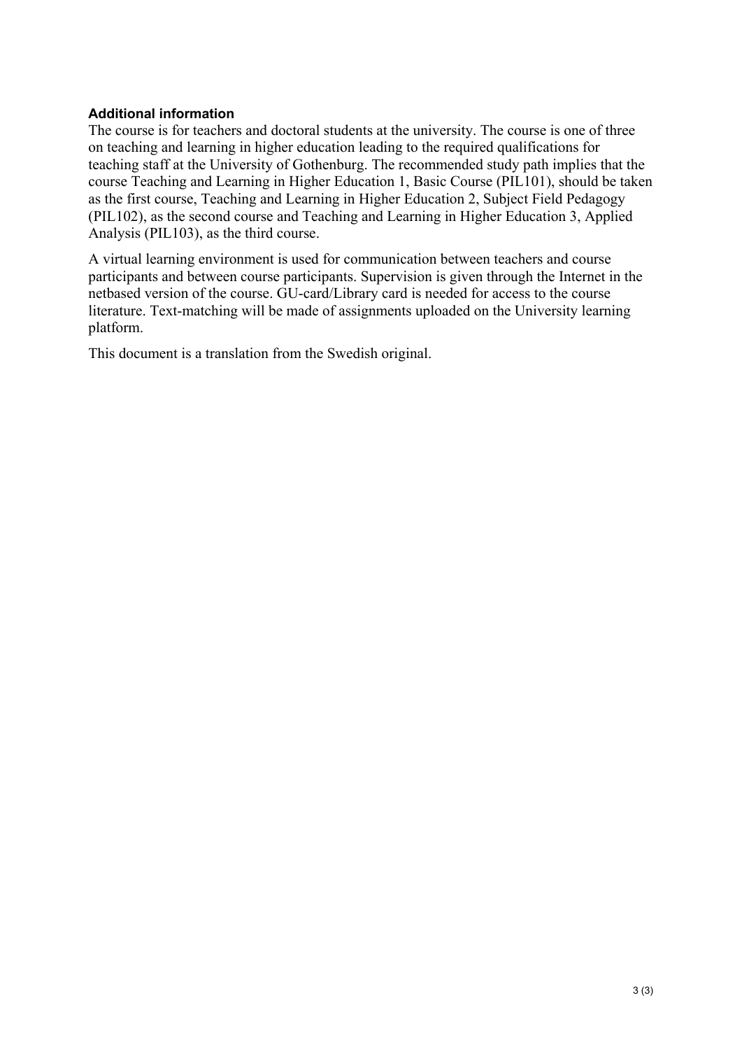### Additional information

The course is for teachers and doctoral students at the university. The course is one of three on teaching and learning in higher education leading to the required qualifications for teaching staff at the University of Gothenburg. The recommended study path implies that the course Teaching and Learning in Higher Education 1, Basic Course (PIL101), should be taken as the first course, Teaching and Learning in Higher Education 2, Subject Field Pedagogy (PIL102), as the second course and Teaching and Learning in Higher Education 3, Applied Analysis (PIL103), as the third course.

A virtual learning environment is used for communication between teachers and course participants and between course participants. Supervision is given through the Internet in the netbased version of the course. GU-card/Library card is needed for access to the course literature. Text-matching will be made of assignments uploaded on the University learning platform.

This document is a translation from the Swedish original.